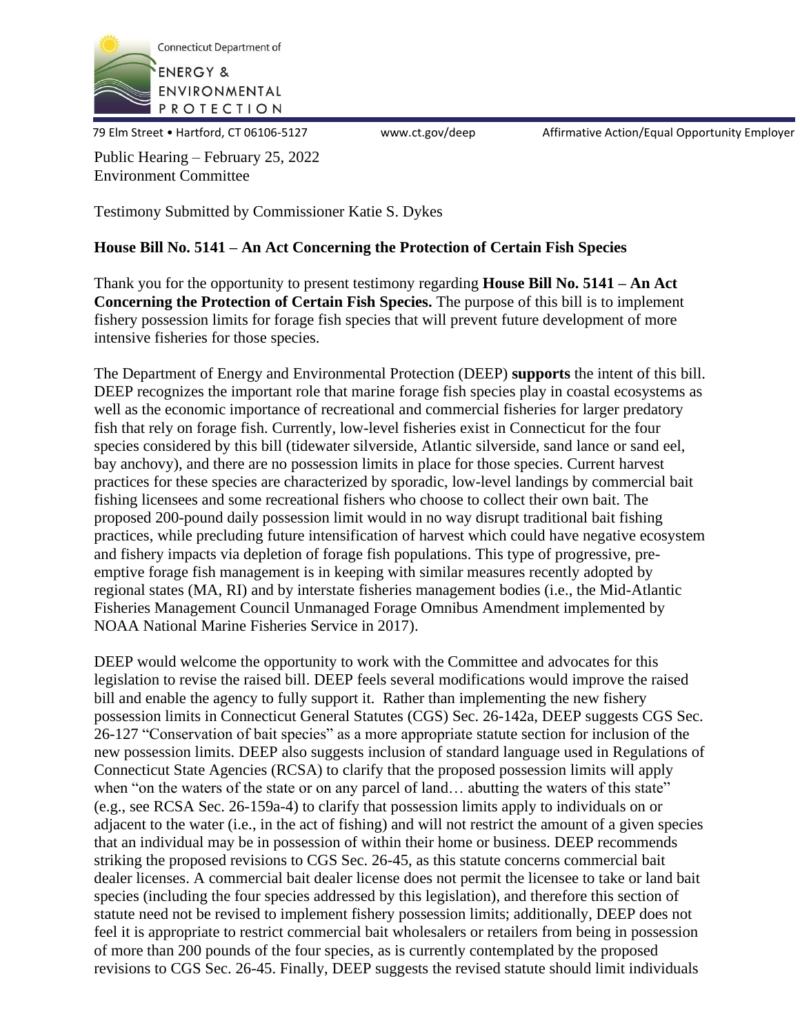Connecticut Department of

ENERGY & ENVIRONMENTAL PROTECTION

79 Elm Street • Hartford, CT 06106-5127 www.ct.gov/deep Affirmative Action/Equal Opportunity Employer

Public Hearing – February 25, 2022
Environment Committee

Testimony Submitted by Commissioner Katie S. Dykes

**House Bill No. 5141 – An Act Concerning the Protection of Certain Fish Species**

Thank you for the opportunity to present testimony regarding **House Bill No. 5141 – An Act Concerning the Protection of Certain Fish Species.** The purpose of this bill is to implement fishery possession limits for forage fish species that will prevent future development of more intensive fisheries for those species.

The Department of Energy and Environmental Protection (DEEP) **supports** the intent of this bill. DEEP recognizes the important role that marine forage fish species play in coastal ecosystems as well as the economic importance of recreational and commercial fisheries for larger predatory fish that rely on forage fish. Currently, low-level fisheries exist in Connecticut for the four species considered by this bill (tidewater silverside, Atlantic silverside, sand lance or sand eel, bay anchovy), and there are no possession limits in place for those species. Current harvest practices for these species are characterized by sporadic, low-level landings by commercial bait fishing licensees and some recreational fishers who choose to collect their own bait. The proposed 200-pound daily possession limit would in no way disrupt traditional bait fishing practices, while precluding future intensification of harvest which could have negative ecosystem and fishery impacts via depletion of forage fish populations. This type of progressive, pre-emptive forage fish management is in keeping with similar measures recently adopted by regional states (MA, RI) and by interstate fisheries management bodies (i.e., the Mid-Atlantic Fisheries Management Council Unmanaged Forage Omnibus Amendment implemented by NOAA National Marine Fisheries Service in 2017).

DEEP would welcome the opportunity to work with the Committee and advocates for this legislation to revise the raised bill. DEEP feels several modifications would improve the raised bill and enable the agency to fully support it. Rather than implementing the new fishery possession limits in Connecticut General Statutes (CGS) Sec. 26-142a, DEEP suggests CGS Sec. 26-127 "Conservation of bait species" as a more appropriate statute section for inclusion of the new possession limits. DEEP also suggests inclusion of standard language used in Regulations of Connecticut State Agencies (RCSA) to clarify that the proposed possession limits will apply when "on the waters of the state or on any parcel of land… abutting the waters of this state" (e.g., see RCSA Sec. 26-159a-4) to clarify that possession limits apply to individuals on or adjacent to the water (i.e., in the act of fishing) and will not restrict the amount of a given species that an individual may be in possession of within their home or business. DEEP recommends striking the proposed revisions to CGS Sec. 26-45, as this statute concerns commercial bait dealer licenses. A commercial bait dealer license does not permit the licensee to take or land bait species (including the four species addressed by this legislation), and therefore this section of statute need not be revised to implement fishery possession limits; additionally, DEEP does not feel it is appropriate to restrict commercial bait wholesalers or retailers from being in possession of more than 200 pounds of the four species, as is currently contemplated by the proposed revisions to CGS Sec. 26-45. Finally, DEEP suggests the revised statute should limit individuals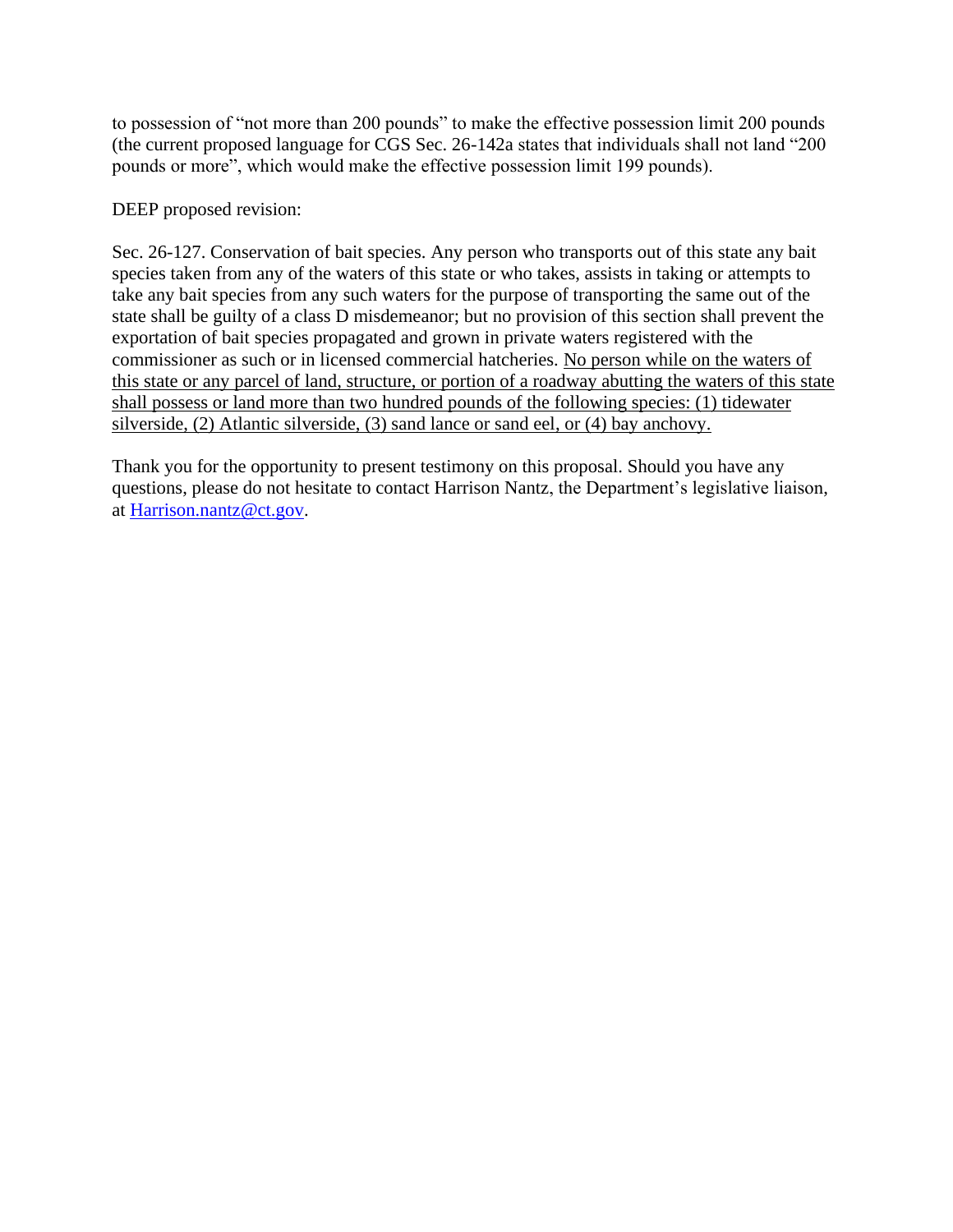to possession of "not more than 200 pounds" to make the effective possession limit 200 pounds (the current proposed language for CGS Sec. 26-142a states that individuals shall not land "200 pounds or more", which would make the effective possession limit 199 pounds).

DEEP proposed revision:

Sec. 26-127. Conservation of bait species. Any person who transports out of this state any bait species taken from any of the waters of this state or who takes, assists in taking or attempts to take any bait species from any such waters for the purpose of transporting the same out of the state shall be guilty of a class D misdemeanor; but no provision of this section shall prevent the exportation of bait species propagated and grown in private waters registered with the commissioner as such or in licensed commercial hatcheries. <u>No person while on the waters of this state or any parcel of land, structure, or portion of a roadway abutting the waters of this state shall possess or land more than two hundred pounds of the following species: (1) tidewater silverside, (2) Atlantic silverside, (3) sand lance or sand eel, or (4) bay anchovy.</u>

Thank you for the opportunity to present testimony on this proposal. Should you have any questions, please do not hesitate to contact Harrison Nantz, the Department's legislative liaison, at [Harrison.nantz@ct.gov](mailto:Harrison.nantz@ct.gov).